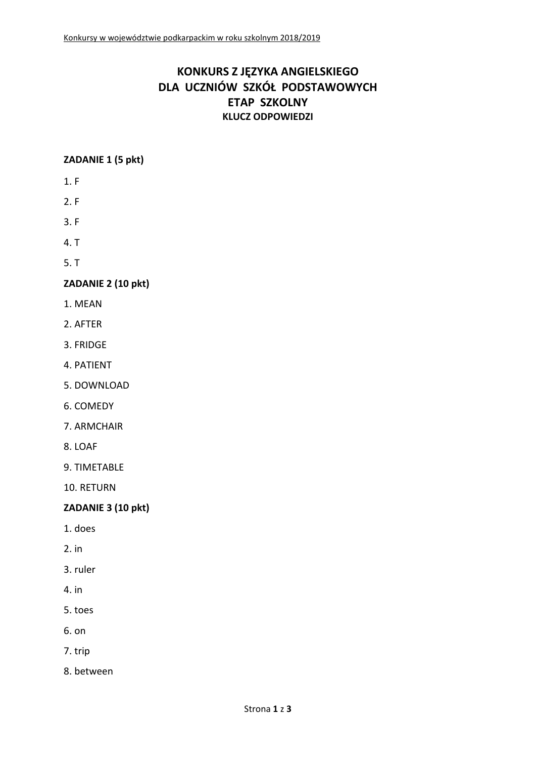# KONKURS Z JĘZYKA ANGIELSKIEGO
# DLA UCZNIÓW SZKÓŁ PODSTAWOWYCH
# ETAP SZKOLNY
### KLUCZ ODPOWIEDZI

**ZADANIE 1 (5 pkt)**

1. F
2. F
3. F
4. T
5. T

**ZADANIE 2 (10 pkt)**

1. MEAN
2. AFTER
3. FRIDGE
4. PATIENT
5. DOWNLOAD
6. COMEDY
7. ARMCHAIR
8. LOAF
9. TIMETABLE
10. RETURN

**ZADANIE 3 (10 pkt)**

1. does
2. in
3. ruler
4. in
5. toes
6. on
7. trip
8. between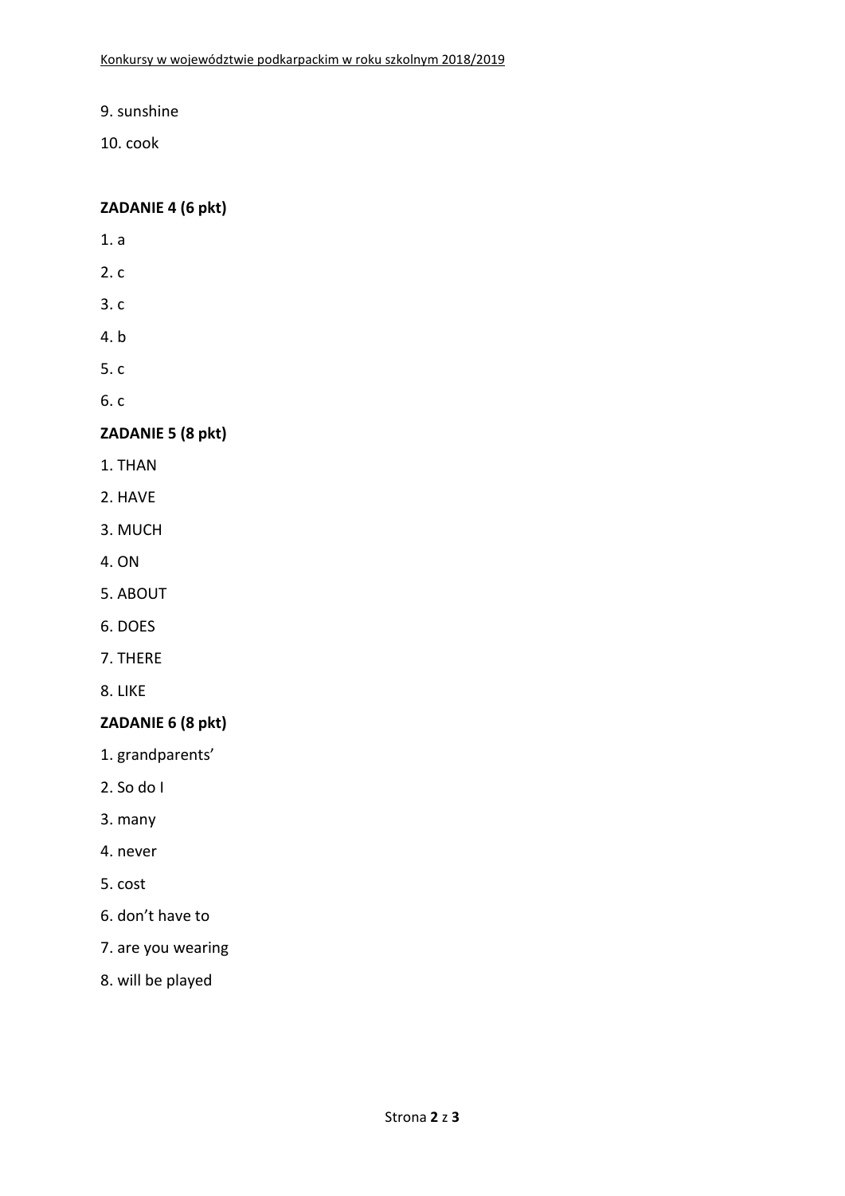9. sunshine

10. cook

**ZADANIE 4 (6 pkt)**

1. a
2. c
3. c
4. b
5. c
6. c

**ZADANIE 5 (8 pkt)**

1. THAN
2. HAVE
3. MUCH
4. ON
5. ABOUT
6. DOES
7. THERE
8. LIKE

**ZADANIE 6 (8 pkt)**

1. grandparents'
2. So do I
3. many
4. never
5. cost
6. don't have to
7. are you wearing
8. will be played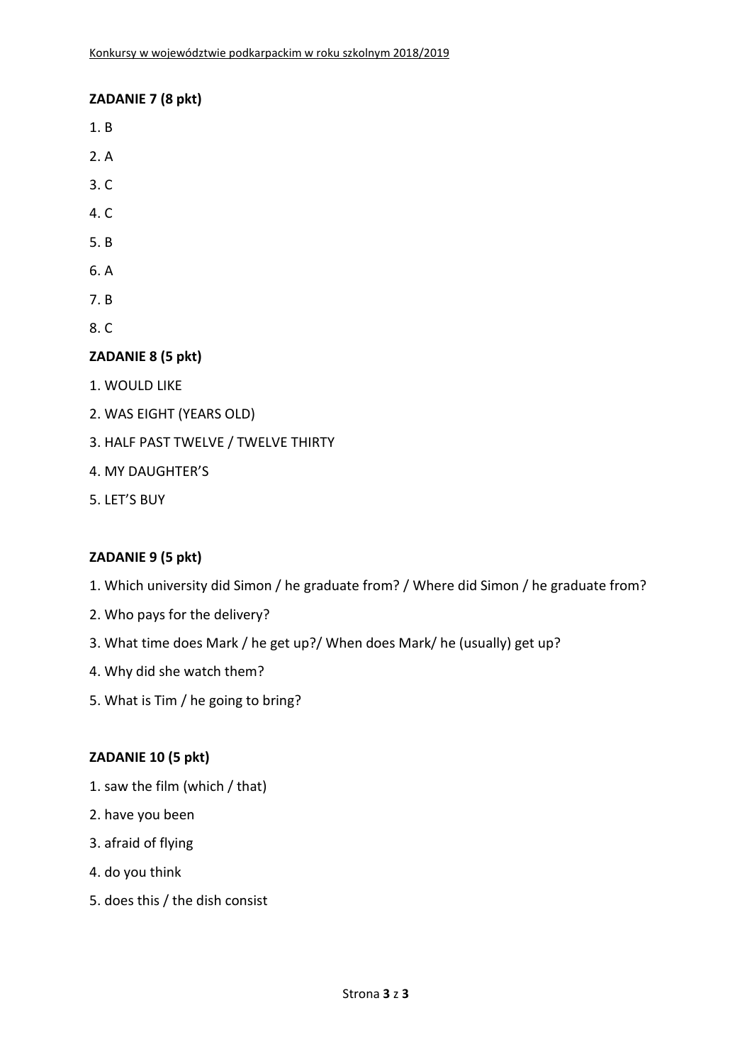**ZADANIE 7 (8 pkt)**

1. B
2. A
3. C
4. C
5. B
6. A
7. B
8. C

**ZADANIE 8 (5 pkt)**

1. WOULD LIKE
2. WAS EIGHT (YEARS OLD)
3. HALF PAST TWELVE / TWELVE THIRTY
4. MY DAUGHTER'S
5. LET'S BUY

**ZADANIE 9 (5 pkt)**

1. Which university did Simon / he graduate from? / Where did Simon / he graduate from?
2. Who pays for the delivery?
3. What time does Mark / he get up?/ When does Mark/ he (usually) get up?
4. Why did she watch them?
5. What is Tim / he going to bring?

**ZADANIE 10 (5 pkt)**

1. saw the film (which / that)
2. have you been
3. afraid of flying
4. do you think
5. does this / the dish consist